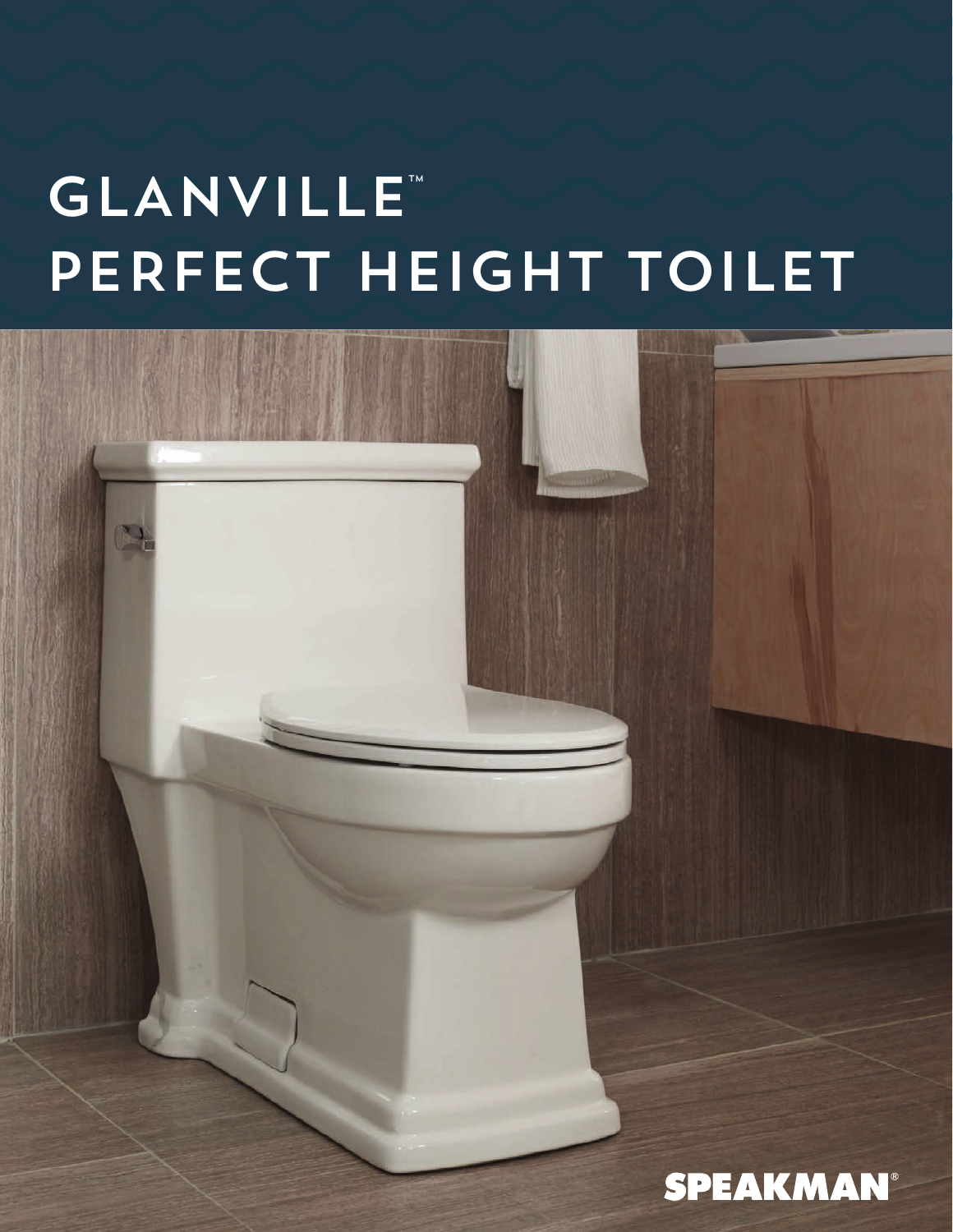# GLANVILLE™
# PERFECT HEIGHT TOILET

SPEAKMAN®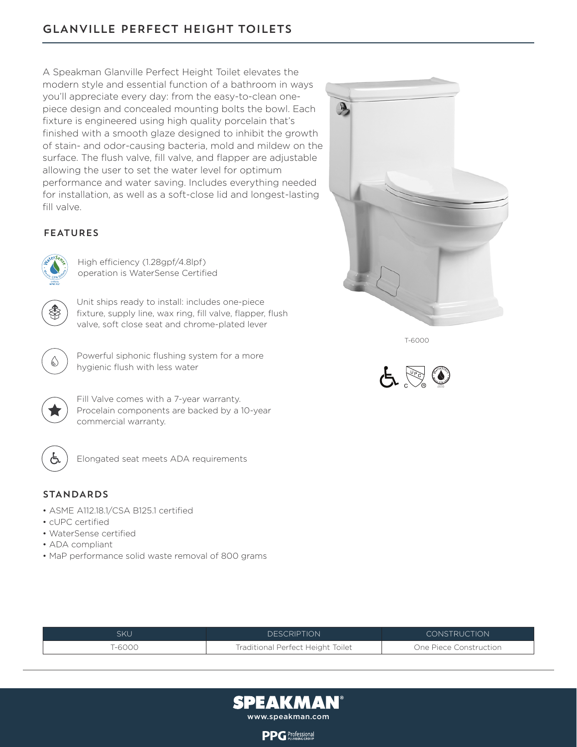# GLANVILLE PERFECT HEIGHT TOILETS

A Speakman Glanville Perfect Height Toilet elevates the modern style and essential function of a bathroom in ways you'll appreciate every day: from the easy-to-clean one-piece design and concealed mounting bolts the bowl. Each fixture is engineered using high quality porcelain that's finished with a smooth glaze designed to inhibit the growth of stain- and odor-causing bacteria, mold and mildew on the surface. The flush valve, fill valve, and flapper are adjustable allowing the user to set the water level for optimum performance and water saving. Includes everything needed for installation, as well as a soft-close lid and longest-lasting fill valve.

## FEATURES

High efficiency (1.28gpf/4.8lpf) operation is WaterSense Certified

Unit ships ready to install: includes one-piece fixture, supply line, wax ring, fill valve, flapper, flush valve, soft close seat and chrome-plated lever

Powerful siphonic flushing system for a more hygienic flush with less water

Fill Valve comes with a 7-year warranty. Procelain components are backed by a 10-year commercial warranty.

Elongated seat meets ADA requirements

T-6000

## STANDARDS

- ASME A112.18.1/CSA B125.1 certified
- cUPC certified
- WaterSense certified
- ADA compliant
- MaP performance solid waste removal of 800 grams

| SKU | DESCRIPTION | CONSTRUCTION |
|---|---|---|
| T-6000 | Traditional Perfect Height Toilet | One Piece Construction |

SPEAKMAN®
www.speakman.com